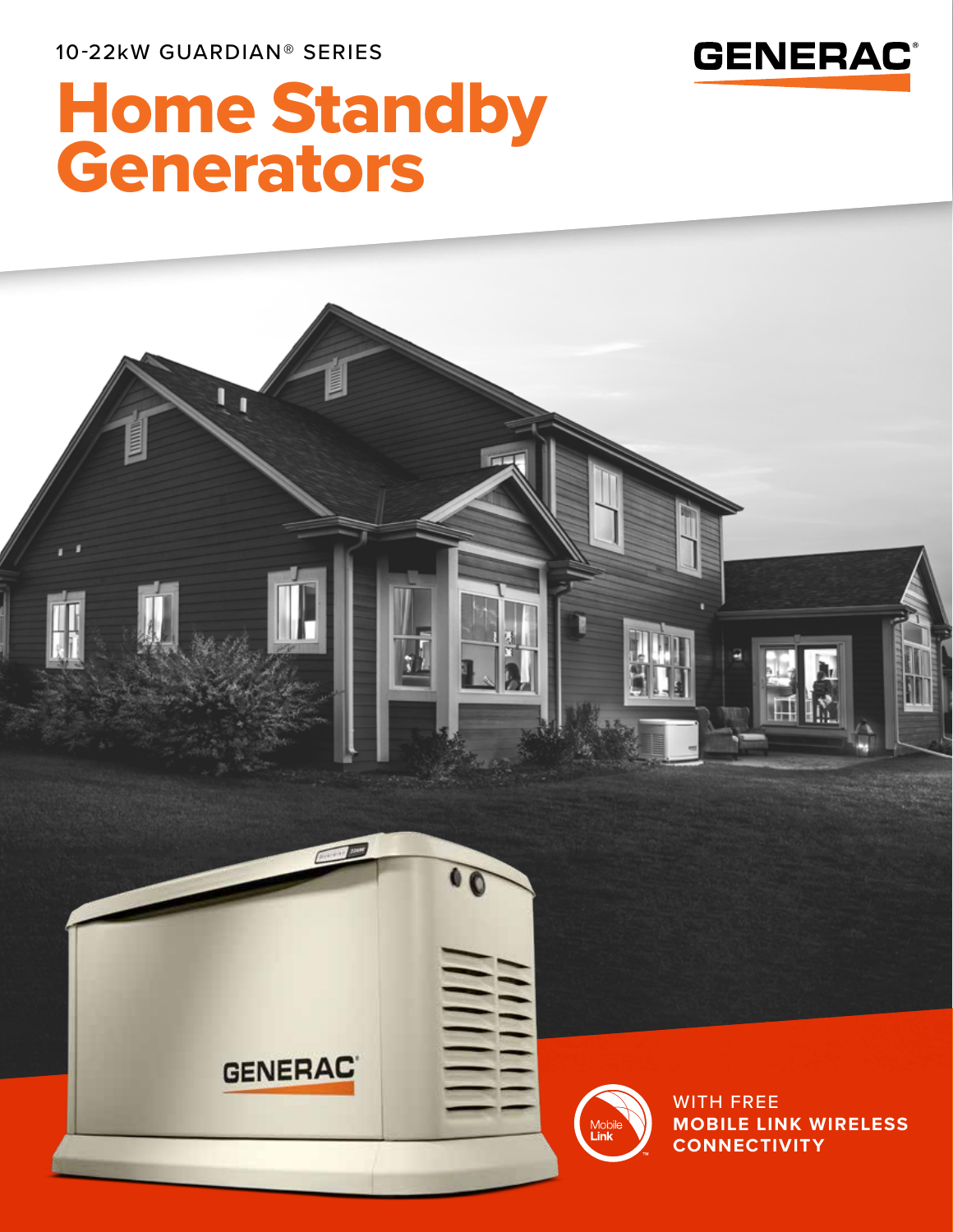10-22kW GUARDIAN® SERIES

GENERAC®

# Home Standby Generators

WITH FREE
**MOBILE LINK WIRELESS CONNECTIVITY**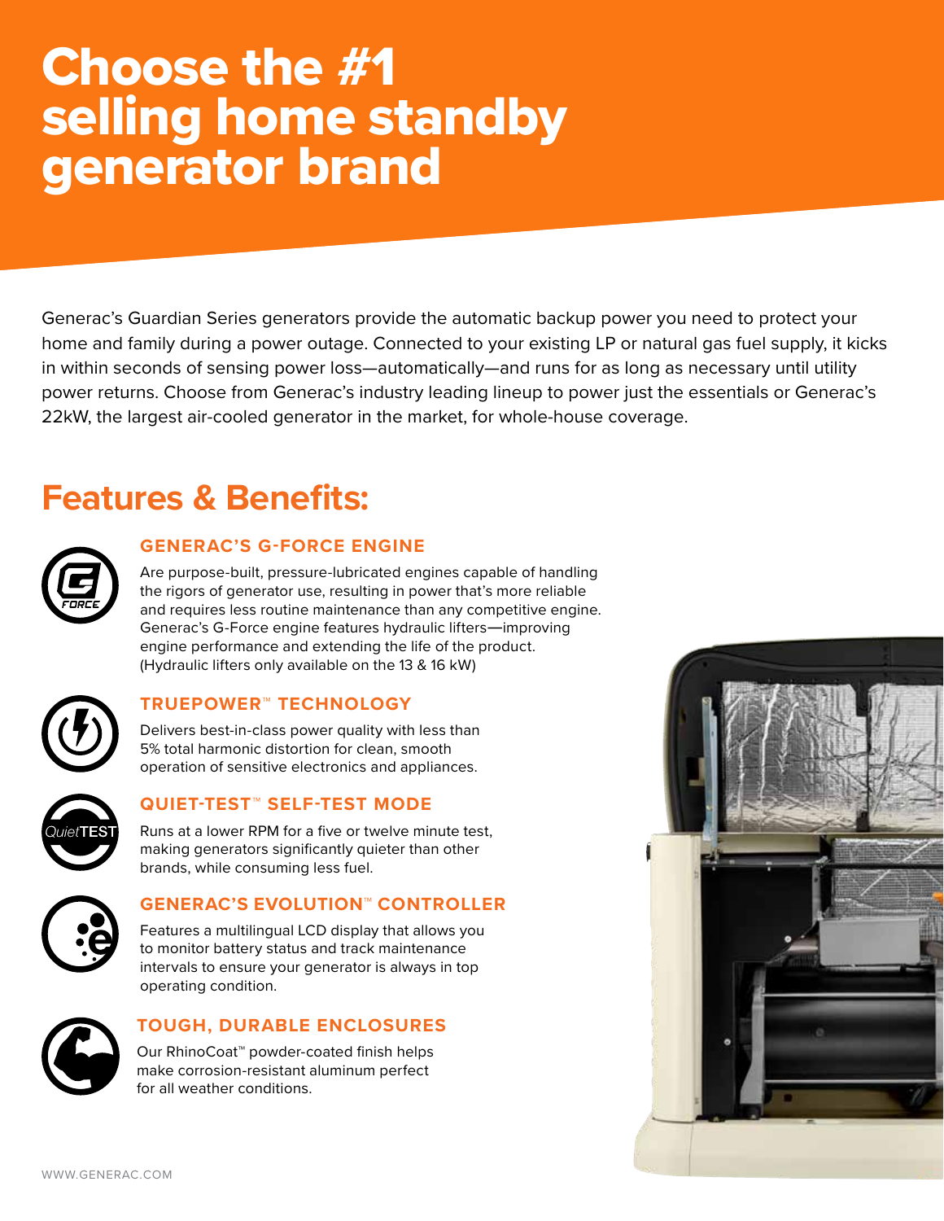# Choose the #1 selling home standby generator brand

Generac's Guardian Series generators provide the automatic backup power you need to protect your home and family during a power outage. Connected to your existing LP or natural gas fuel supply, it kicks in within seconds of sensing power loss—automatically—and runs for as long as necessary until utility power returns. Choose from Generac's industry leading lineup to power just the essentials or Generac's 22kW, the largest air-cooled generator in the market, for whole-house coverage.

## Features & Benefits:

### GENERAC'S G-FORCE ENGINE

Are purpose-built, pressure-lubricated engines capable of handling the rigors of generator use, resulting in power that's more reliable and requires less routine maintenance than any competitive engine. Generac's G-Force engine features hydraulic lifters—improving engine performance and extending the life of the product. (Hydraulic lifters only available on the 13 & 16 kW)

### TRUEPOWER™ TECHNOLOGY

Delivers best-in-class power quality with less than 5% total harmonic distortion for clean, smooth operation of sensitive electronics and appliances.

### QUIET-TEST™ SELF-TEST MODE

Runs at a lower RPM for a five or twelve minute test, making generators significantly quieter than other brands, while consuming less fuel.

### GENERAC'S EVOLUTION™ CONTROLLER

Features a multilingual LCD display that allows you to monitor battery status and track maintenance intervals to ensure your generator is always in top operating condition.

### TOUGH, DURABLE ENCLOSURES

Our RhinoCoat™ powder-coated finish helps make corrosion-resistant aluminum perfect for all weather conditions.

WWW.GENERAC.COM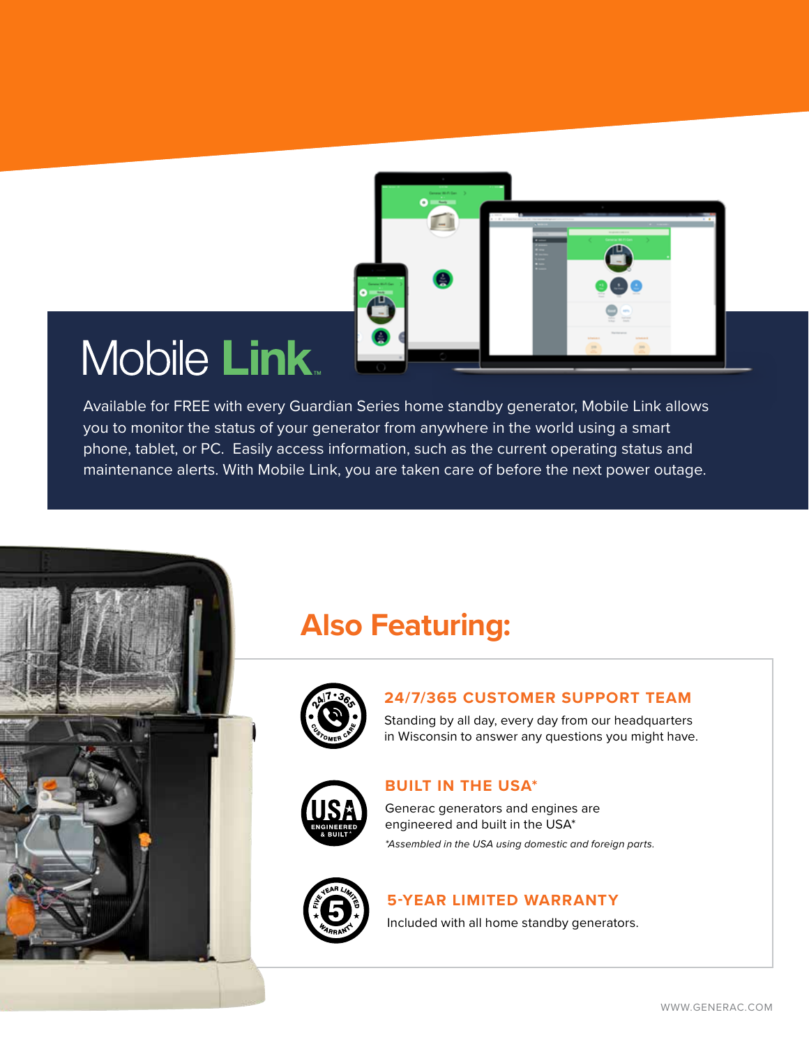# Mobile Link™

Available for FREE with every Guardian Series home standby generator, Mobile Link allows you to monitor the status of your generator from anywhere in the world using a smart phone, tablet, or PC. Easily access information, such as the current operating status and maintenance alerts. With Mobile Link, you are taken care of before the next power outage.

## Also Featuring:

### 24/7/365 CUSTOMER SUPPORT TEAM

Standing by all day, every day from our headquarters in Wisconsin to answer any questions you might have.

### BUILT IN THE USA*

Generac generators and engines are engineered and built in the USA*

*\*Assembled in the USA using domestic and foreign parts.*

### 5-YEAR LIMITED WARRANTY

Included with all home standby generators.

WWW.GENERAC.COM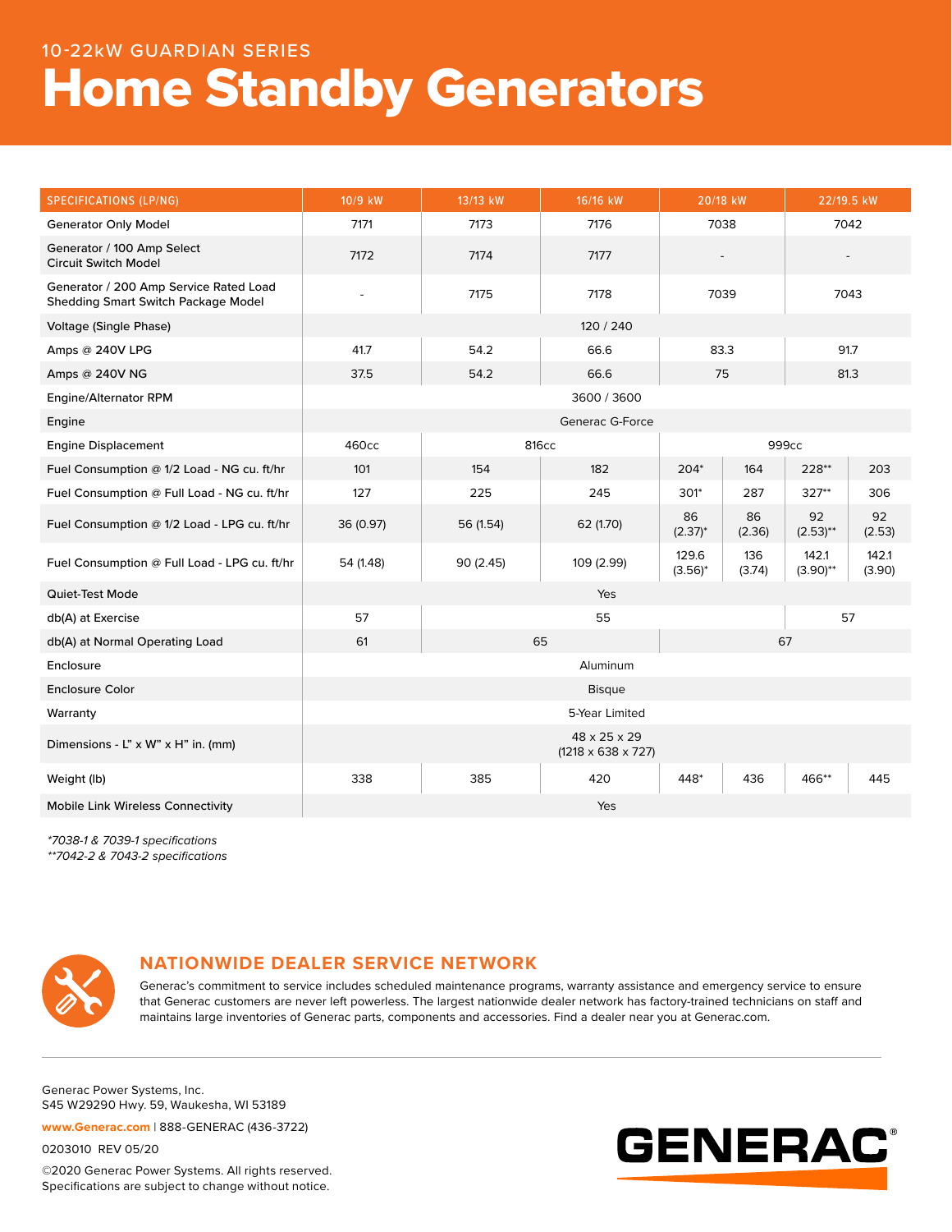10-22kW GUARDIAN SERIES

# Home Standby Generators

| SPECIFICATIONS (LP/NG) | 10/9 kW | 13/13 kW | 16/16 kW | 20/18 kW | | 22/19.5 kW | |
|---|---|---|---|---|---|---|---|
| Generator Only Model | 7171 | 7173 | 7176 | 7038 | | 7042 | |
| Generator / 100 Amp Select Circuit Switch Model | 7172 | 7174 | 7177 | - | | - | |
| Generator / 200 Amp Service Rated Load Shedding Smart Switch Package Model | - | 7175 | 7178 | 7039 | | 7043 | |
| Voltage (Single Phase) | 120 / 240 | | | | | | |
| Amps @ 240V LPG | 41.7 | 54.2 | 66.6 | 83.3 | | 91.7 | |
| Amps @ 240V NG | 37.5 | 54.2 | 66.6 | 75 | | 81.3 | |
| Engine/Alternator RPM | 3600 / 3600 | | | | | | |
| Engine | Generac G-Force | | | | | | |
| Engine Displacement | 460cc | 816cc | | 999cc | | | |
| Fuel Consumption @ 1/2 Load - NG cu. ft/hr | 101 | 154 | 182 | 204* | 164 | 228** | 203 |
| Fuel Consumption @ Full Load - NG cu. ft/hr | 127 | 225 | 245 | 301* | 287 | 327** | 306 |
| Fuel Consumption @ 1/2 Load - LPG cu. ft/hr | 36 (0.97) | 56 (1.54) | 62 (1.70) | 86 (2.37)* | 86 (2.36) | 92 (2.53)** | 92 (2.53) |
| Fuel Consumption @ Full Load - LPG cu. ft/hr | 54 (1.48) | 90 (2.45) | 109 (2.99) | 129.6 (3.56)* | 136 (3.74) | 142.1 (3.90)** | 142.1 (3.90) |
| Quiet-Test Mode | Yes | | | | | | |
| db(A) at Exercise | 57 | 55 | | | | 57 | |
| db(A) at Normal Operating Load | 61 | 65 | | 67 | | | |
| Enclosure | Aluminum | | | | | | |
| Enclosure Color | Bisque | | | | | | |
| Warranty | 5-Year Limited | | | | | | |
| Dimensions - L" x W" x H" in. (mm) | 48 x 25 x 29 (1218 x 638 x 727) | | | | | | |
| Weight (lb) | 338 | 385 | 420 | 448* | 436 | 466** | 445 |
| Mobile Link Wireless Connectivity | Yes | | | | | | |

*\*7038-1 & 7039-1 specifications*
*\*\*7042-2 & 7043-2 specifications*

## NATIONWIDE DEALER SERVICE NETWORK

Generac's commitment to service includes scheduled maintenance programs, warranty assistance and emergency service to ensure that Generac customers are never left powerless. The largest nationwide dealer network has factory-trained technicians on staff and maintains large inventories of Generac parts, components and accessories. Find a dealer near you at Generac.com.

Generac Power Systems, Inc.
S45 W29290 Hwy. 59, Waukesha, WI 53189

www.Generac.com | 888-GENERAC (436-3722)

0203010 REV 05/20

©2020 Generac Power Systems. All rights reserved.
Specifications are subject to change without notice.

GENERAC®